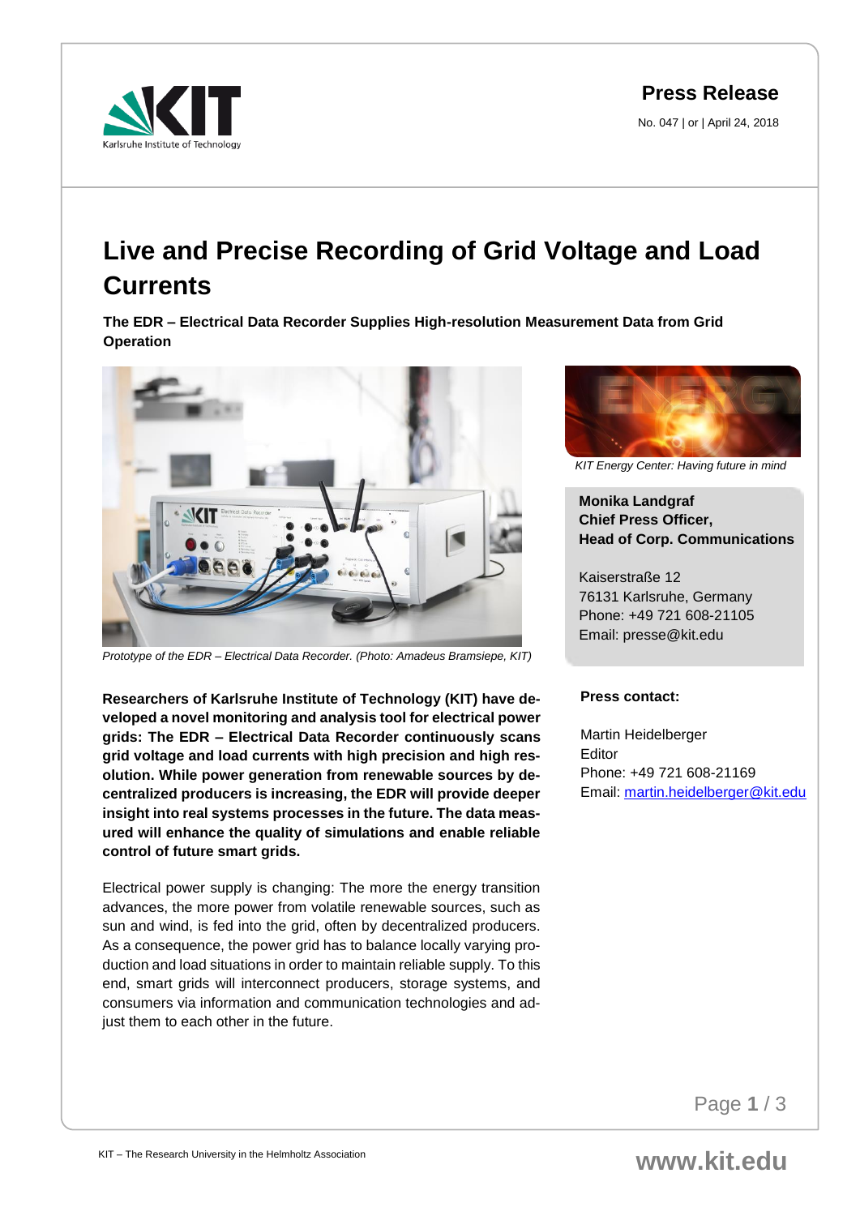**Press Release**

No. 047 | or | April 24, 2018

# Live and Precise Recording of Grid Voltage and Load Currents

**The EDR – Electrical Data Recorder Supplies High-resolution Measurement Data from Grid Operation**

*Prototype of the EDR – Electrical Data Recorder. (Photo: Amadeus Bramsiepe, KIT)*

**Researchers of Karlsruhe Institute of Technology (KIT) have developed a novel monitoring and analysis tool for electrical power grids: The EDR – Electrical Data Recorder continuously scans grid voltage and load currents with high precision and high resolution. While power generation from renewable sources by decentralized producers is increasing, the EDR will provide deeper insight into real systems processes in the future. The data measured will enhance the quality of simulations and enable reliable control of future smart grids.**

Electrical power supply is changing: The more the energy transition advances, the more power from volatile renewable sources, such as sun and wind, is fed into the grid, often by decentralized producers. As a consequence, the power grid has to balance locally varying production and load situations in order to maintain reliable supply. To this end, smart grids will interconnect producers, storage systems, and consumers via information and communication technologies and adjust them to each other in the future.

*KIT Energy Center: Having future in mind*

**Monika Landgraf**
**Chief Press Officer,**
**Head of Corp. Communications**

Kaiserstraße 12
76131 Karlsruhe, Germany
Phone: +49 721 608-21105
Email: presse@kit.edu

**Press contact:**

Martin Heidelberger
Editor
Phone: +49 721 608-21169
Email: martin.heidelberger@kit.edu

KIT – The Research University in the Helmholtz Association

www.kit.edu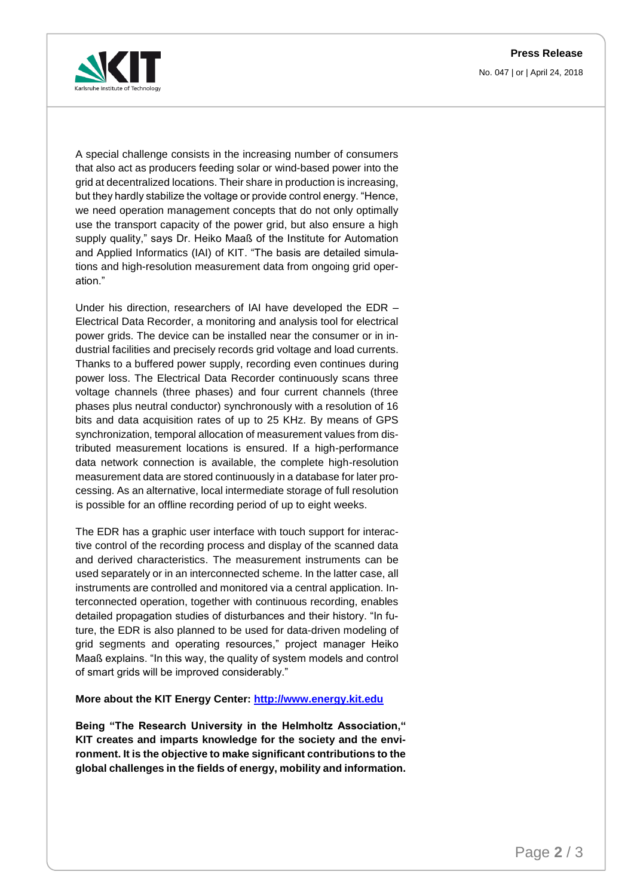A special challenge consists in the increasing number of consumers that also act as producers feeding solar or wind-based power into the grid at decentralized locations. Their share in production is increasing, but they hardly stabilize the voltage or provide control energy. "Hence, we need operation management concepts that do not only optimally use the transport capacity of the power grid, but also ensure a high supply quality," says Dr. Heiko Maaß of the Institute for Automation and Applied Informatics (IAI) of KIT. "The basis are detailed simulations and high-resolution measurement data from ongoing grid operation."

Under his direction, researchers of IAI have developed the EDR – Electrical Data Recorder, a monitoring and analysis tool for electrical power grids. The device can be installed near the consumer or in industrial facilities and precisely records grid voltage and load currents. Thanks to a buffered power supply, recording even continues during power loss. The Electrical Data Recorder continuously scans three voltage channels (three phases) and four current channels (three phases plus neutral conductor) synchronously with a resolution of 16 bits and data acquisition rates of up to 25 KHz. By means of GPS synchronization, temporal allocation of measurement values from distributed measurement locations is ensured. If a high-performance data network connection is available, the complete high-resolution measurement data are stored continuously in a database for later processing. As an alternative, local intermediate storage of full resolution is possible for an offline recording period of up to eight weeks.

The EDR has a graphic user interface with touch support for interactive control of the recording process and display of the scanned data and derived characteristics. The measurement instruments can be used separately or in an interconnected scheme. In the latter case, all instruments are controlled and monitored via a central application. Interconnected operation, together with continuous recording, enables detailed propagation studies of disturbances and their history. "In future, the EDR is also planned to be used for data-driven modeling of grid segments and operating resources," project manager Heiko Maaß explains. "In this way, the quality of system models and control of smart grids will be improved considerably."

**More about the KIT Energy Center: [http://www.energy.kit.edu](http://www.energy.kit.edu)**

**Being "The Research University in the Helmholtz Association," KIT creates and imparts knowledge for the society and the environment. It is the objective to make significant contributions to the global challenges in the fields of energy, mobility and information.**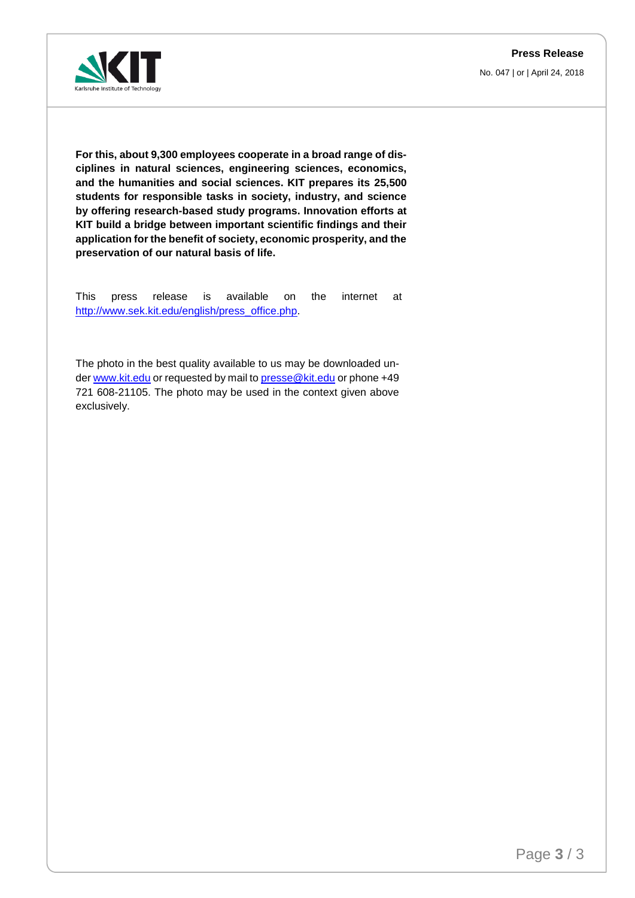**For this, about 9,300 employees cooperate in a broad range of disciplines in natural sciences, engineering sciences, economics, and the humanities and social sciences. KIT prepares its 25,500 students for responsible tasks in society, industry, and science by offering research-based study programs. Innovation efforts at KIT build a bridge between important scientific findings and their application for the benefit of society, economic prosperity, and the preservation of our natural basis of life.**

This press release is available on the internet at http://www.sek.kit.edu/english/press_office.php.

The photo in the best quality available to us may be downloaded under www.kit.edu or requested by mail to presse@kit.edu or phone +49 721 608-21105. The photo may be used in the context given above exclusively.